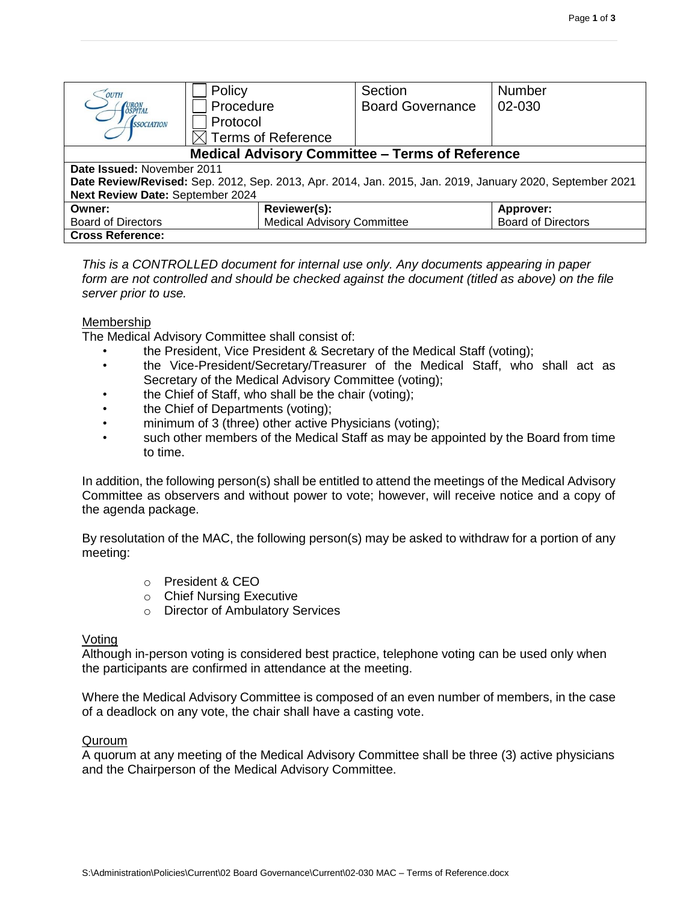| South Huron Hospital Association | ☐ Policy<br>☐ Procedure<br>☐ Protocol<br>☒ Terms of Reference | Section<br>Board Governance | Number<br>02-030 |
|---|---|---|---|
| **Medical Advisory Committee – Terms of Reference** | | | |
| **Date Issued:** November 2011<br>**Date Review/Revised:** Sep. 2012, Sep. 2013, Apr. 2014, Jan. 2015, Jan. 2019, January 2020, September 2021<br>**Next Review Date:** September 2024 | | | |
| **Owner:**<br>Board of Directors | **Reviewer(s):**<br>Medical Advisory Committee | | **Approver:**<br>Board of Directors |
| **Cross Reference:** | | | |

*This is a CONTROLLED document for internal use only. Any documents appearing in paper form are not controlled and should be checked against the document (titled as above) on the file server prior to use.*

## Membership

The Medical Advisory Committee shall consist of:

- the President, Vice President & Secretary of the Medical Staff (voting);
- the Vice-President/Secretary/Treasurer of the Medical Staff, who shall act as Secretary of the Medical Advisory Committee (voting);
- the Chief of Staff, who shall be the chair (voting);
- the Chief of Departments (voting);
- minimum of 3 (three) other active Physicians (voting);
- such other members of the Medical Staff as may be appointed by the Board from time to time.

In addition, the following person(s) shall be entitled to attend the meetings of the Medical Advisory Committee as observers and without power to vote; however, will receive notice and a copy of the agenda package.

By resolutation of the MAC, the following person(s) may be asked to withdraw for a portion of any meeting:

- President & CEO
- Chief Nursing Executive
- Director of Ambulatory Services

## Voting

Although in-person voting is considered best practice, telephone voting can be used only when the participants are confirmed in attendance at the meeting.

Where the Medical Advisory Committee is composed of an even number of members, in the case of a deadlock on any vote, the chair shall have a casting vote.

## Quroum

A quorum at any meeting of the Medical Advisory Committee shall be three (3) active physicians and the Chairperson of the Medical Advisory Committee.

S:\Administration\Policies\Current\02 Board Governance\Current\02-030 MAC – Terms of Reference.docx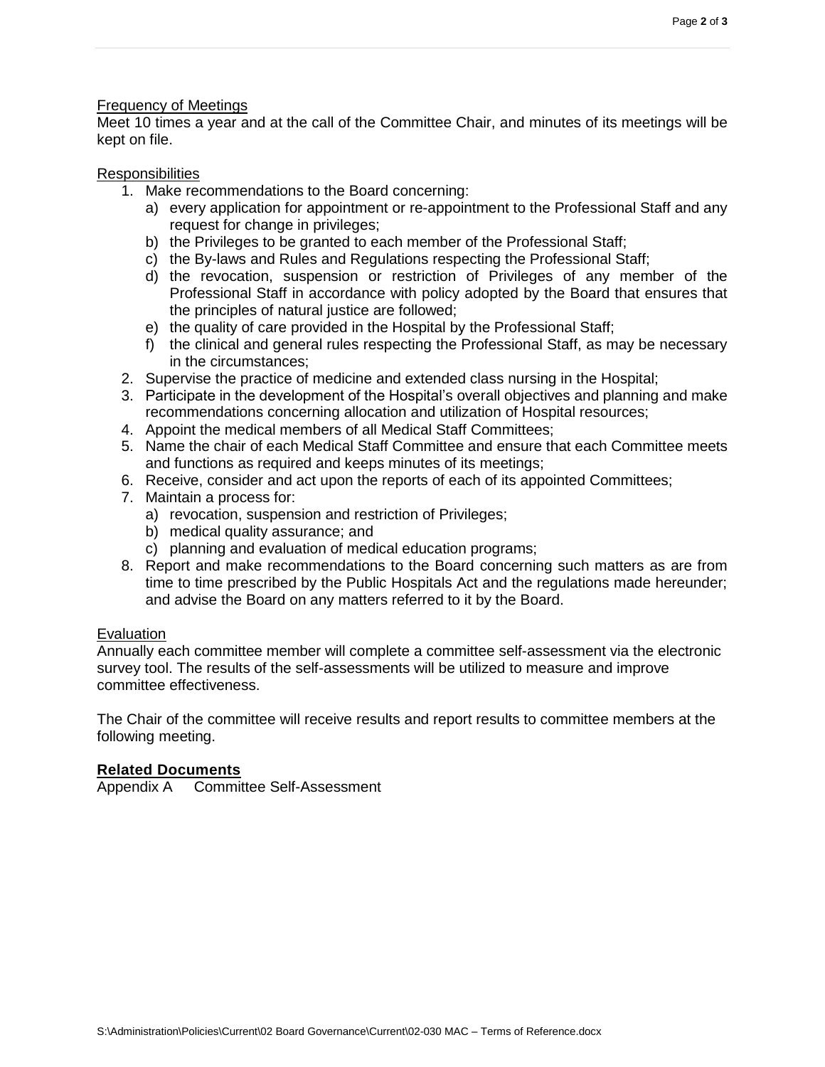Frequency of Meetings

Meet 10 times a year and at the call of the Committee Chair, and minutes of its meetings will be kept on file.

Responsibilities

1. Make recommendations to the Board concerning:
   a) every application for appointment or re-appointment to the Professional Staff and any request for change in privileges;
   b) the Privileges to be granted to each member of the Professional Staff;
   c) the By-laws and Rules and Regulations respecting the Professional Staff;
   d) the revocation, suspension or restriction of Privileges of any member of the Professional Staff in accordance with policy adopted by the Board that ensures that the principles of natural justice are followed;
   e) the quality of care provided in the Hospital by the Professional Staff;
   f) the clinical and general rules respecting the Professional Staff, as may be necessary in the circumstances;
2. Supervise the practice of medicine and extended class nursing in the Hospital;
3. Participate in the development of the Hospital's overall objectives and planning and make recommendations concerning allocation and utilization of Hospital resources;
4. Appoint the medical members of all Medical Staff Committees;
5. Name the chair of each Medical Staff Committee and ensure that each Committee meets and functions as required and keeps minutes of its meetings;
6. Receive, consider and act upon the reports of each of its appointed Committees;
7. Maintain a process for:
   a) revocation, suspension and restriction of Privileges;
   b) medical quality assurance; and
   c) planning and evaluation of medical education programs;
8. Report and make recommendations to the Board concerning such matters as are from time to time prescribed by the Public Hospitals Act and the regulations made hereunder; and advise the Board on any matters referred to it by the Board.

Evaluation

Annually each committee member will complete a committee self-assessment via the electronic survey tool. The results of the self-assessments will be utilized to measure and improve committee effectiveness.

The Chair of the committee will receive results and report results to committee members at the following meeting.

**Related Documents**

Appendix A Committee Self-Assessment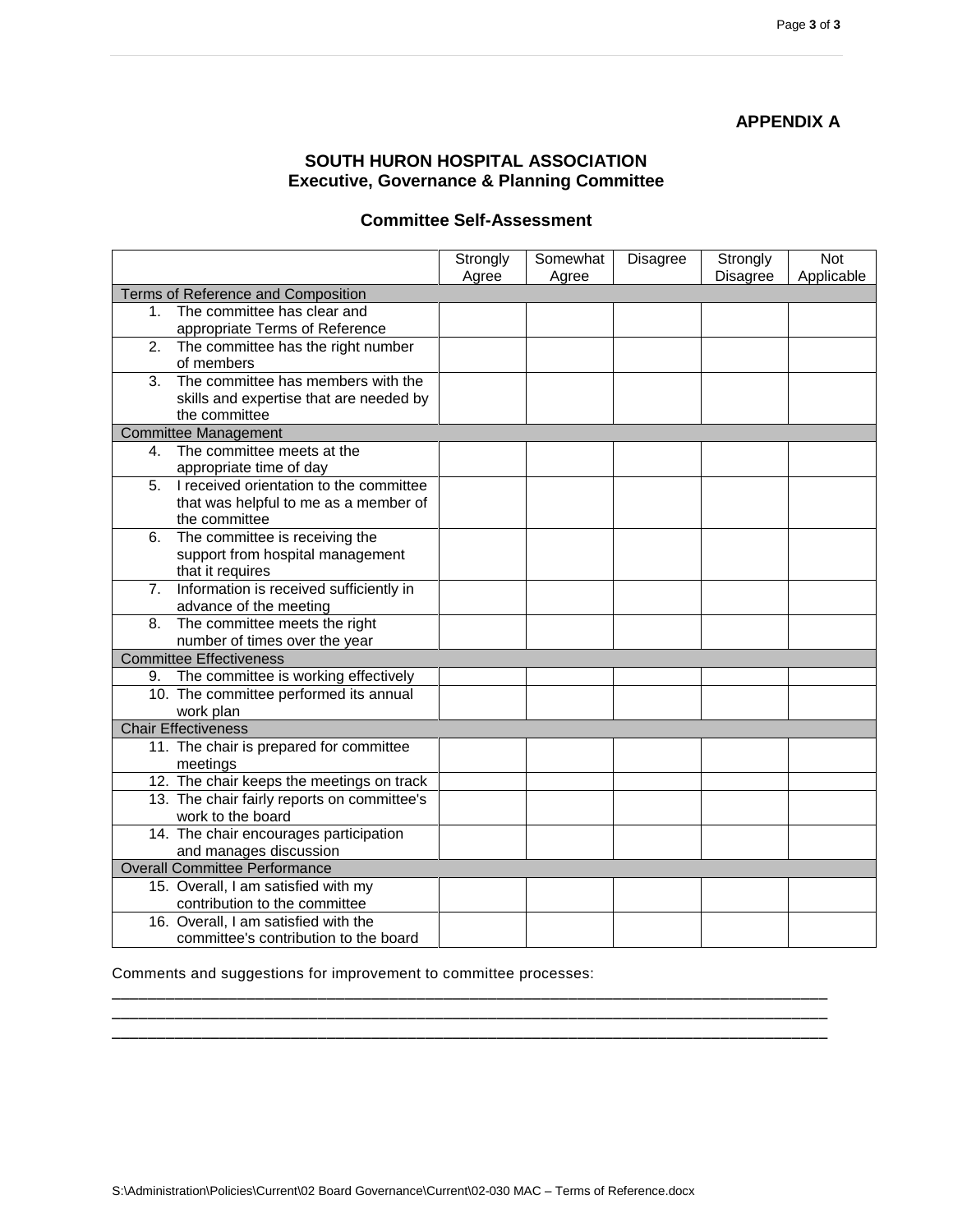**APPENDIX A**

## SOUTH HURON HOSPITAL ASSOCIATION
## Executive, Governance & Planning Committee

### Committee Self-Assessment

| | Strongly Agree | Somewhat Agree | Disagree | Strongly Disagree | Not Applicable |
|---|---|---|---|---|---|
| **Terms of Reference and Composition** | | | | | |
| 1. The committee has clear and appropriate Terms of Reference | | | | | |
| 2. The committee has the right number of members | | | | | |
| 3. The committee has members with the skills and expertise that are needed by the committee | | | | | |
| **Committee Management** | | | | | |
| 4. The committee meets at the appropriate time of day | | | | | |
| 5. I received orientation to the committee that was helpful to me as a member of the committee | | | | | |
| 6. The committee is receiving the support from hospital management that it requires | | | | | |
| 7. Information is received sufficiently in advance of the meeting | | | | | |
| 8. The committee meets the right number of times over the year | | | | | |
| **Committee Effectiveness** | | | | | |
| 9. The committee is working effectively | | | | | |
| 10. The committee performed its annual work plan | | | | | |
| **Chair Effectiveness** | | | | | |
| 11. The chair is prepared for committee meetings | | | | | |
| 12. The chair keeps the meetings on track | | | | | |
| 13. The chair fairly reports on committee's work to the board | | | | | |
| 14. The chair encourages participation and manages discussion | | | | | |
| **Overall Committee Performance** | | | | | |
| 15. Overall, I am satisfied with my contribution to the committee | | | | | |
| 16. Overall, I am satisfied with the committee's contribution to the board | | | | | |

Comments and suggestions for improvement to committee processes:

\_\_\_\_\_\_\_\_\_\_\_\_\_\_\_\_\_\_\_\_\_\_\_\_\_\_\_\_\_\_\_\_\_\_\_\_\_\_\_\_\_\_\_\_\_\_\_\_\_\_\_\_\_\_\_\_\_\_\_\_\_\_\_\_\_\_\_\_\_\_\_\_\_\_\_\_

\_\_\_\_\_\_\_\_\_\_\_\_\_\_\_\_\_\_\_\_\_\_\_\_\_\_\_\_\_\_\_\_\_\_\_\_\_\_\_\_\_\_\_\_\_\_\_\_\_\_\_\_\_\_\_\_\_\_\_\_\_\_\_\_\_\_\_\_\_\_\_\_\_\_\_\_

\_\_\_\_\_\_\_\_\_\_\_\_\_\_\_\_\_\_\_\_\_\_\_\_\_\_\_\_\_\_\_\_\_\_\_\_\_\_\_\_\_\_\_\_\_\_\_\_\_\_\_\_\_\_\_\_\_\_\_\_\_\_\_\_\_\_\_\_\_\_\_\_\_\_\_\_